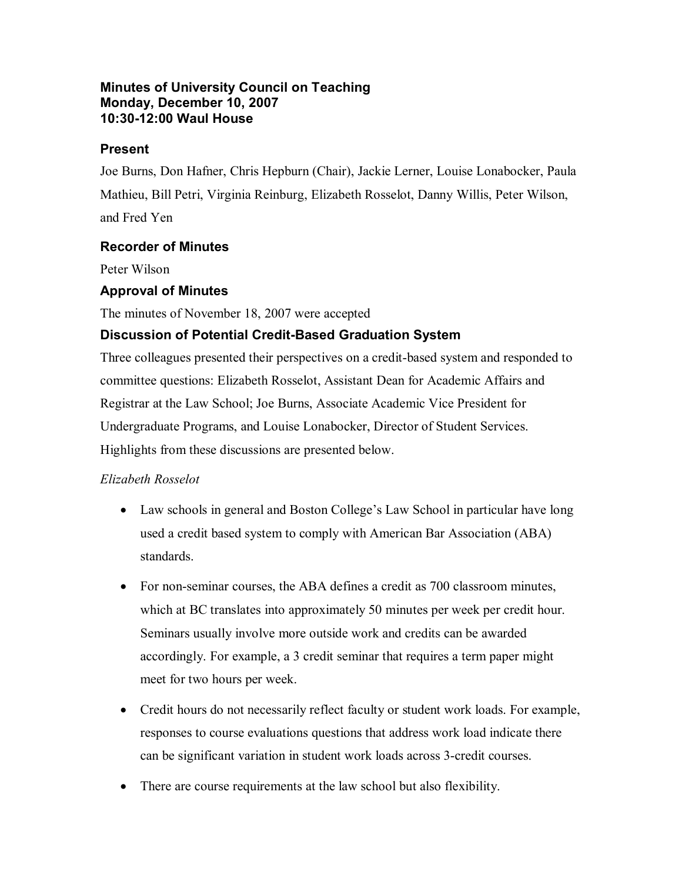# Minutes of University Council on Teaching
# Monday, December 10, 2007
# 10:30-12:00 Waul House

## Present

Joe Burns, Don Hafner, Chris Hepburn (Chair), Jackie Lerner, Louise Lonabocker, Paula Mathieu, Bill Petri, Virginia Reinburg, Elizabeth Rosselot, Danny Willis, Peter Wilson, and Fred Yen

## Recorder of Minutes

Peter Wilson

## Approval of Minutes

The minutes of November 18, 2007 were accepted

## Discussion of Potential Credit-Based Graduation System

Three colleagues presented their perspectives on a credit-based system and responded to committee questions: Elizabeth Rosselot, Assistant Dean for Academic Affairs and Registrar at the Law School; Joe Burns, Associate Academic Vice President for Undergraduate Programs, and Louise Lonabocker, Director of Student Services. Highlights from these discussions are presented below.

*Elizabeth Rosselot*

- Law schools in general and Boston College's Law School in particular have long used a credit based system to comply with American Bar Association (ABA) standards.
- For non-seminar courses, the ABA defines a credit as 700 classroom minutes, which at BC translates into approximately 50 minutes per week per credit hour. Seminars usually involve more outside work and credits can be awarded accordingly. For example, a 3 credit seminar that requires a term paper might meet for two hours per week.
- Credit hours do not necessarily reflect faculty or student work loads. For example, responses to course evaluations questions that address work load indicate there can be significant variation in student work loads across 3-credit courses.
- There are course requirements at the law school but also flexibility.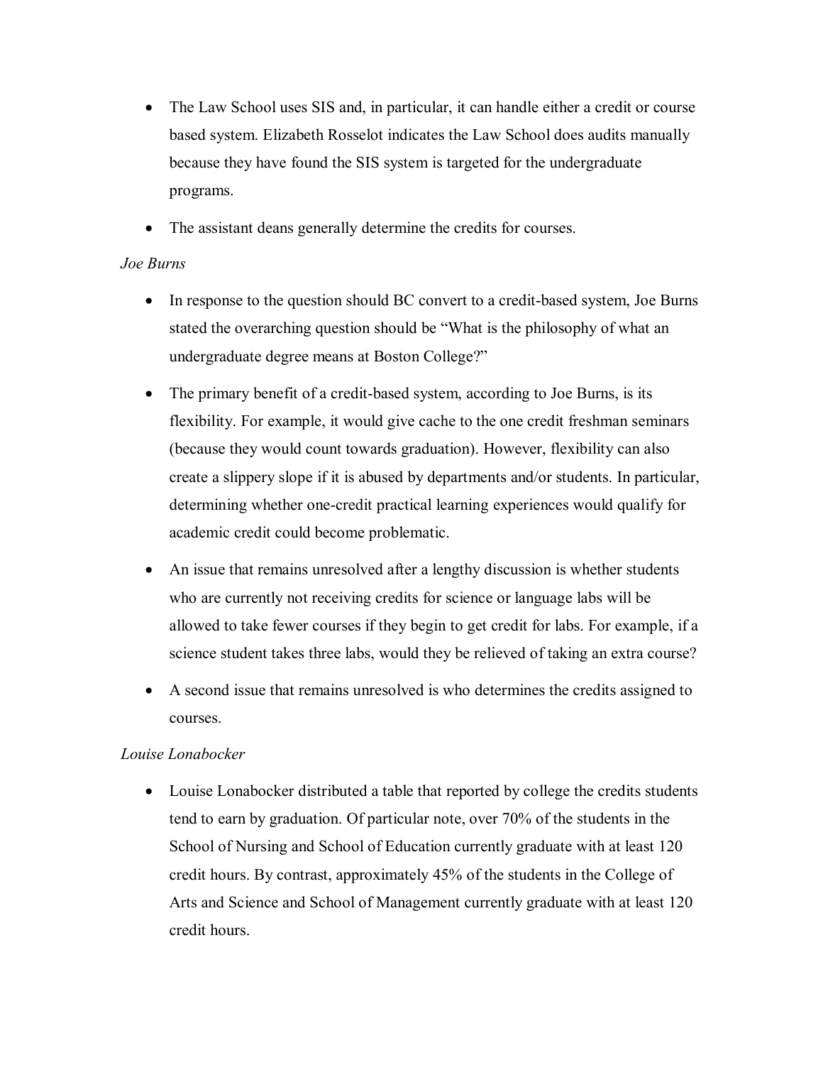- The Law School uses SIS and, in particular, it can handle either a credit or course based system. Elizabeth Rosselot indicates the Law School does audits manually because they have found the SIS system is targeted for the undergraduate programs.
- The assistant deans generally determine the credits for courses.

*Joe Burns*

- In response to the question should BC convert to a credit-based system, Joe Burns stated the overarching question should be "What is the philosophy of what an undergraduate degree means at Boston College?"
- The primary benefit of a credit-based system, according to Joe Burns, is its flexibility. For example, it would give cache to the one credit freshman seminars (because they would count towards graduation). However, flexibility can also create a slippery slope if it is abused by departments and/or students. In particular, determining whether one-credit practical learning experiences would qualify for academic credit could become problematic.
- An issue that remains unresolved after a lengthy discussion is whether students who are currently not receiving credits for science or language labs will be allowed to take fewer courses if they begin to get credit for labs. For example, if a science student takes three labs, would they be relieved of taking an extra course?
- A second issue that remains unresolved is who determines the credits assigned to courses.

*Louise Lonabocker*

- Louise Lonabocker distributed a table that reported by college the credits students tend to earn by graduation. Of particular note, over 70% of the students in the School of Nursing and School of Education currently graduate with at least 120 credit hours. By contrast, approximately 45% of the students in the College of Arts and Science and School of Management currently graduate with at least 120 credit hours.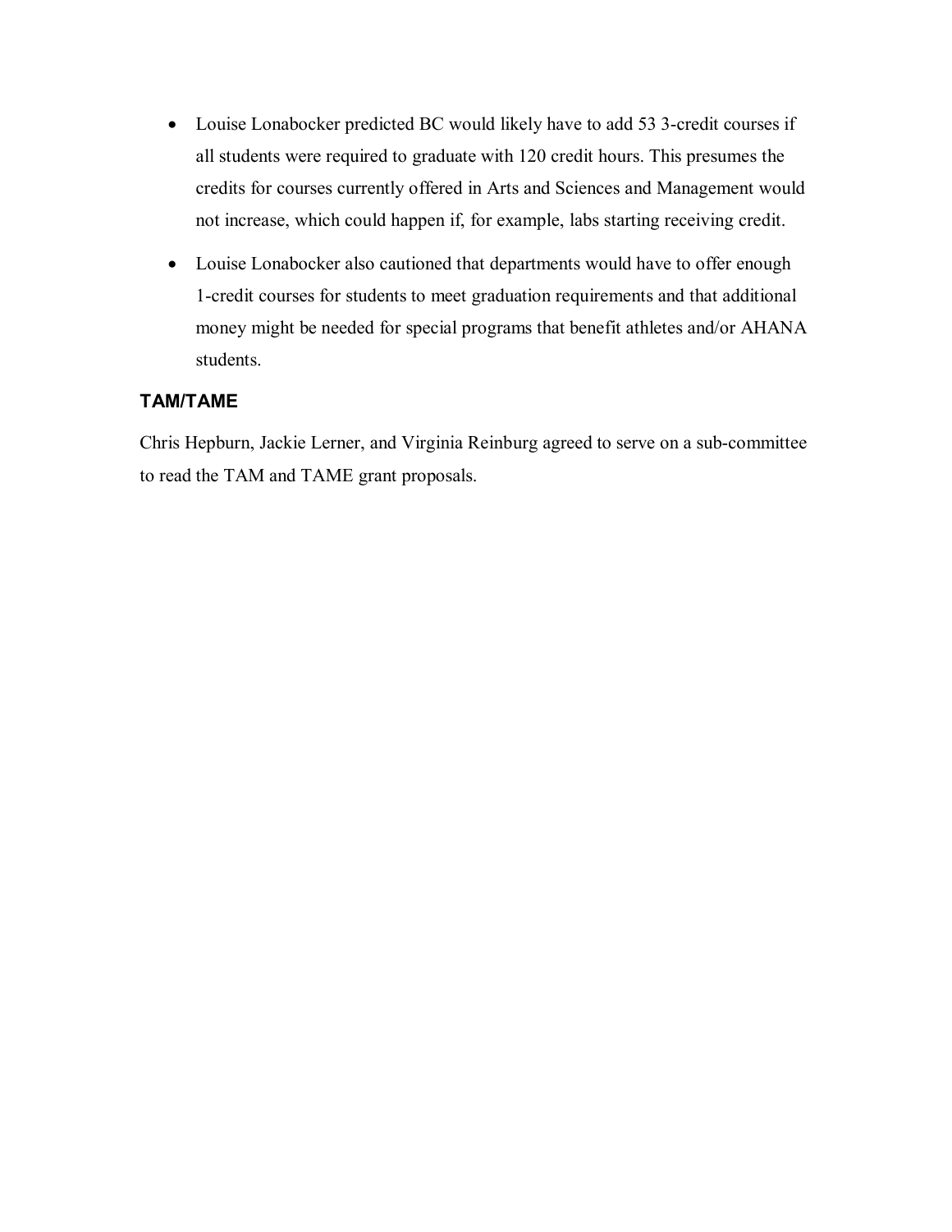- Louise Lonabocker predicted BC would likely have to add 53 3-credit courses if all students were required to graduate with 120 credit hours. This presumes the credits for courses currently offered in Arts and Sciences and Management would not increase, which could happen if, for example, labs starting receiving credit.
- Louise Lonabocker also cautioned that departments would have to offer enough 1-credit courses for students to meet graduation requirements and that additional money might be needed for special programs that benefit athletes and/or AHANA students.

## TAM/TAME

Chris Hepburn, Jackie Lerner, and Virginia Reinburg agreed to serve on a sub-committee to read the TAM and TAME grant proposals.